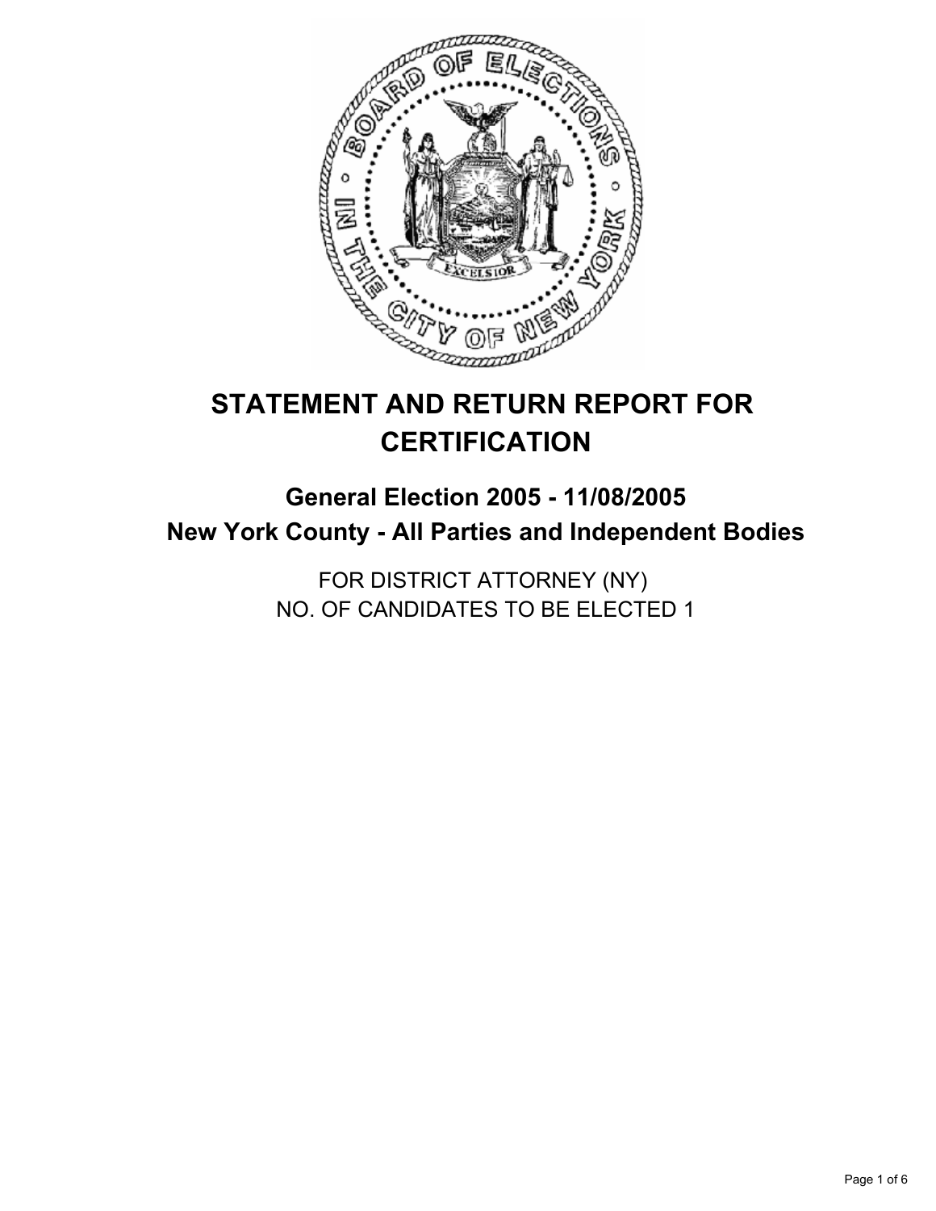# STATEMENT AND RETURN REPORT FOR CERTIFICATION

## General Election 2005 - 11/08/2005
## New York County - All Parties and Independent Bodies

FOR DISTRICT ATTORNEY (NY)
NO. OF CANDIDATES TO BE ELECTED 1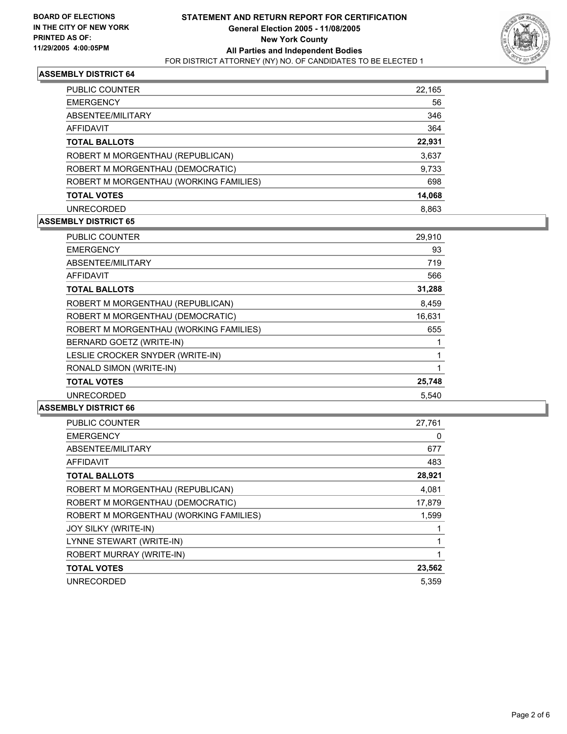**BOARD OF ELECTIONS IN THE CITY OF NEW YORK PRINTED AS OF: 11/29/2005 4:00:05PM**

# STATEMENT AND RETURN REPORT FOR CERTIFICATION
## General Election 2005 - 11/08/2005
## New York County
## All Parties and Independent Bodies
FOR DISTRICT ATTORNEY (NY) NO. OF CANDIDATES TO BE ELECTED 1

### ASSEMBLY DISTRICT 64

| | |
|---|---|
| PUBLIC COUNTER | 22,165 |
| EMERGENCY | 56 |
| ABSENTEE/MILITARY | 346 |
| AFFIDAVIT | 364 |
| **TOTAL BALLOTS** | **22,931** |
| ROBERT M MORGENTHAU (REPUBLICAN) | 3,637 |
| ROBERT M MORGENTHAU (DEMOCRATIC) | 9,733 |
| ROBERT M MORGENTHAU (WORKING FAMILIES) | 698 |
| **TOTAL VOTES** | **14,068** |
| UNRECORDED | 8,863 |

### ASSEMBLY DISTRICT 65

| | |
|---|---|
| PUBLIC COUNTER | 29,910 |
| EMERGENCY | 93 |
| ABSENTEE/MILITARY | 719 |
| AFFIDAVIT | 566 |
| **TOTAL BALLOTS** | **31,288** |
| ROBERT M MORGENTHAU (REPUBLICAN) | 8,459 |
| ROBERT M MORGENTHAU (DEMOCRATIC) | 16,631 |
| ROBERT M MORGENTHAU (WORKING FAMILIES) | 655 |
| BERNARD GOETZ (WRITE-IN) | 1 |
| LESLIE CROCKER SNYDER (WRITE-IN) | 1 |
| RONALD SIMON (WRITE-IN) | 1 |
| **TOTAL VOTES** | **25,748** |
| UNRECORDED | 5,540 |

### ASSEMBLY DISTRICT 66

| | |
|---|---|
| PUBLIC COUNTER | 27,761 |
| EMERGENCY | 0 |
| ABSENTEE/MILITARY | 677 |
| AFFIDAVIT | 483 |
| **TOTAL BALLOTS** | **28,921** |
| ROBERT M MORGENTHAU (REPUBLICAN) | 4,081 |
| ROBERT M MORGENTHAU (DEMOCRATIC) | 17,879 |
| ROBERT M MORGENTHAU (WORKING FAMILIES) | 1,599 |
| JOY SILKY (WRITE-IN) | 1 |
| LYNNE STEWART (WRITE-IN) | 1 |
| ROBERT MURRAY (WRITE-IN) | 1 |
| **TOTAL VOTES** | **23,562** |
| UNRECORDED | 5,359 |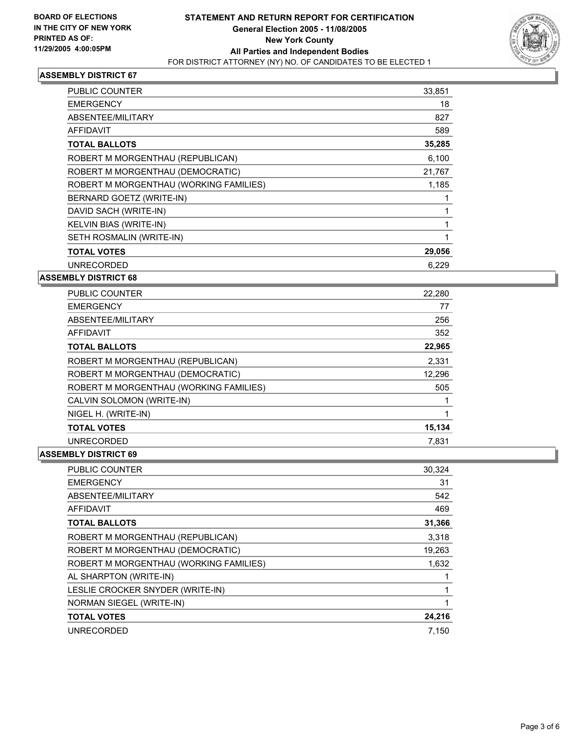**BOARD OF ELECTIONS IN THE CITY OF NEW YORK PRINTED AS OF: 11/29/2005 4:00:05PM**

# STATEMENT AND RETURN REPORT FOR CERTIFICATION
## General Election 2005 - 11/08/2005
## New York County
## All Parties and Independent Bodies
FOR DISTRICT ATTORNEY (NY) NO. OF CANDIDATES TO BE ELECTED 1

### ASSEMBLY DISTRICT 67

| | |
|---|---|
| PUBLIC COUNTER | 33,851 |
| EMERGENCY | 18 |
| ABSENTEE/MILITARY | 827 |
| AFFIDAVIT | 589 |
| **TOTAL BALLOTS** | **35,285** |
| ROBERT M MORGENTHAU (REPUBLICAN) | 6,100 |
| ROBERT M MORGENTHAU (DEMOCRATIC) | 21,767 |
| ROBERT M MORGENTHAU (WORKING FAMILIES) | 1,185 |
| BERNARD GOETZ (WRITE-IN) | 1 |
| DAVID SACH (WRITE-IN) | 1 |
| KELVIN BIAS (WRITE-IN) | 1 |
| SETH ROSMALIN (WRITE-IN) | 1 |
| **TOTAL VOTES** | **29,056** |
| UNRECORDED | 6,229 |

### ASSEMBLY DISTRICT 68

| | |
|---|---|
| PUBLIC COUNTER | 22,280 |
| EMERGENCY | 77 |
| ABSENTEE/MILITARY | 256 |
| AFFIDAVIT | 352 |
| **TOTAL BALLOTS** | **22,965** |
| ROBERT M MORGENTHAU (REPUBLICAN) | 2,331 |
| ROBERT M MORGENTHAU (DEMOCRATIC) | 12,296 |
| ROBERT M MORGENTHAU (WORKING FAMILIES) | 505 |
| CALVIN SOLOMON (WRITE-IN) | 1 |
| NIGEL H. (WRITE-IN) | 1 |
| **TOTAL VOTES** | **15,134** |
| UNRECORDED | 7,831 |

### ASSEMBLY DISTRICT 69

| | |
|---|---|
| PUBLIC COUNTER | 30,324 |
| EMERGENCY | 31 |
| ABSENTEE/MILITARY | 542 |
| AFFIDAVIT | 469 |
| **TOTAL BALLOTS** | **31,366** |
| ROBERT M MORGENTHAU (REPUBLICAN) | 3,318 |
| ROBERT M MORGENTHAU (DEMOCRATIC) | 19,263 |
| ROBERT M MORGENTHAU (WORKING FAMILIES) | 1,632 |
| AL SHARPTON (WRITE-IN) | 1 |
| LESLIE CROCKER SNYDER (WRITE-IN) | 1 |
| NORMAN SIEGEL (WRITE-IN) | 1 |
| **TOTAL VOTES** | **24,216** |
| UNRECORDED | 7,150 |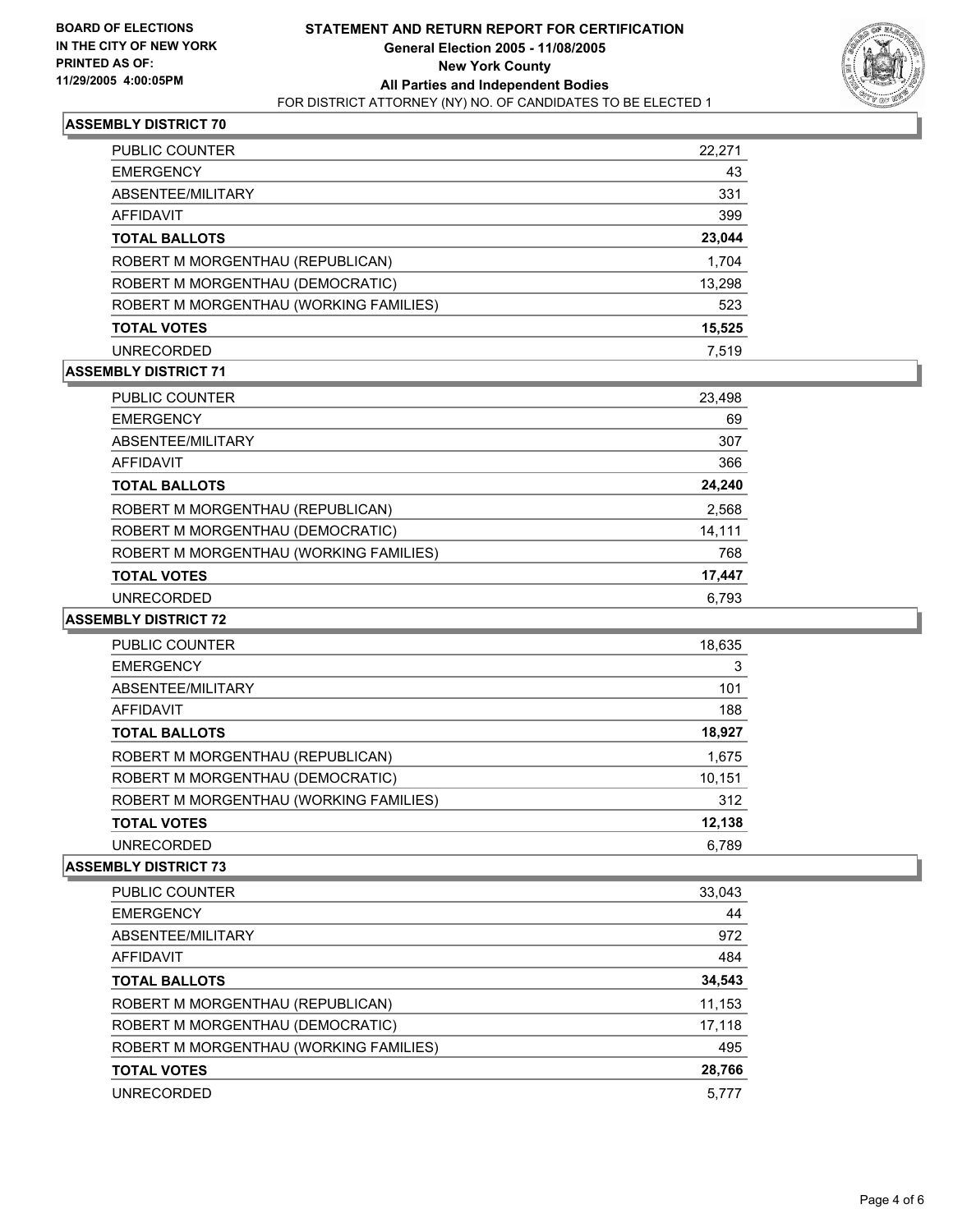**BOARD OF ELECTIONS IN THE CITY OF NEW YORK**
**PRINTED AS OF: 11/29/2005 4:00:05PM**

# STATEMENT AND RETURN REPORT FOR CERTIFICATION

**General Election 2005 - 11/08/2005**
**New York County**
**All Parties and Independent Bodies**
FOR DISTRICT ATTORNEY (NY) NO. OF CANDIDATES TO BE ELECTED 1

## ASSEMBLY DISTRICT 70

| | |
|---|---:|
| PUBLIC COUNTER | 22,271 |
| EMERGENCY | 43 |
| ABSENTEE/MILITARY | 331 |
| AFFIDAVIT | 399 |
| **TOTAL BALLOTS** | **23,044** |
| ROBERT M MORGENTHAU (REPUBLICAN) | 1,704 |
| ROBERT M MORGENTHAU (DEMOCRATIC) | 13,298 |
| ROBERT M MORGENTHAU (WORKING FAMILIES) | 523 |
| **TOTAL VOTES** | **15,525** |
| UNRECORDED | 7,519 |

## ASSEMBLY DISTRICT 71

| | |
|---|---:|
| PUBLIC COUNTER | 23,498 |
| EMERGENCY | 69 |
| ABSENTEE/MILITARY | 307 |
| AFFIDAVIT | 366 |
| **TOTAL BALLOTS** | **24,240** |
| ROBERT M MORGENTHAU (REPUBLICAN) | 2,568 |
| ROBERT M MORGENTHAU (DEMOCRATIC) | 14,111 |
| ROBERT M MORGENTHAU (WORKING FAMILIES) | 768 |
| **TOTAL VOTES** | **17,447** |
| UNRECORDED | 6,793 |

## ASSEMBLY DISTRICT 72

| | |
|---|---:|
| PUBLIC COUNTER | 18,635 |
| EMERGENCY | 3 |
| ABSENTEE/MILITARY | 101 |
| AFFIDAVIT | 188 |
| **TOTAL BALLOTS** | **18,927** |
| ROBERT M MORGENTHAU (REPUBLICAN) | 1,675 |
| ROBERT M MORGENTHAU (DEMOCRATIC) | 10,151 |
| ROBERT M MORGENTHAU (WORKING FAMILIES) | 312 |
| **TOTAL VOTES** | **12,138** |
| UNRECORDED | 6,789 |

## ASSEMBLY DISTRICT 73

| | |
|---|---:|
| PUBLIC COUNTER | 33,043 |
| EMERGENCY | 44 |
| ABSENTEE/MILITARY | 972 |
| AFFIDAVIT | 484 |
| **TOTAL BALLOTS** | **34,543** |
| ROBERT M MORGENTHAU (REPUBLICAN) | 11,153 |
| ROBERT M MORGENTHAU (DEMOCRATIC) | 17,118 |
| ROBERT M MORGENTHAU (WORKING FAMILIES) | 495 |
| **TOTAL VOTES** | **28,766** |
| UNRECORDED | 5,777 |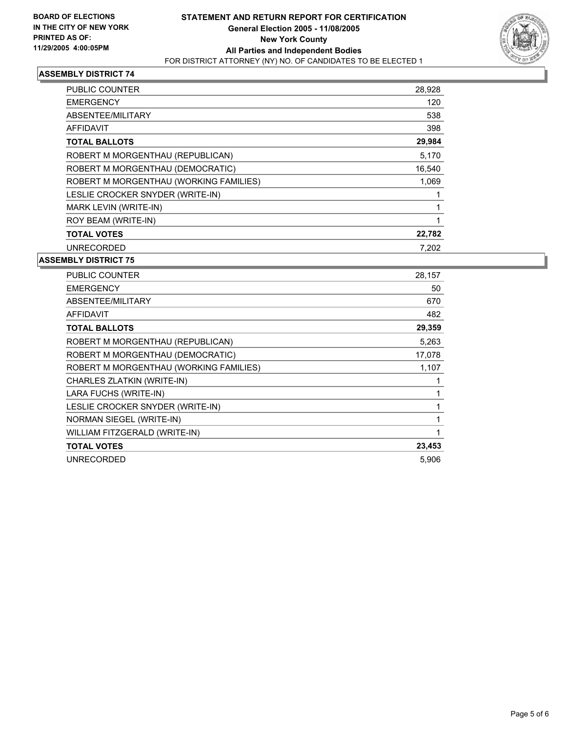**BOARD OF ELECTIONS IN THE CITY OF NEW YORK PRINTED AS OF: 11/29/2005 4:00:05PM**

# STATEMENT AND RETURN REPORT FOR CERTIFICATION

**General Election 2005 - 11/08/2005**
**New York County**
**All Parties and Independent Bodies**
FOR DISTRICT ATTORNEY (NY) NO. OF CANDIDATES TO BE ELECTED 1

## ASSEMBLY DISTRICT 74

| | |
|---|---|
| PUBLIC COUNTER | 28,928 |
| EMERGENCY | 120 |
| ABSENTEE/MILITARY | 538 |
| AFFIDAVIT | 398 |
| **TOTAL BALLOTS** | **29,984** |
| ROBERT M MORGENTHAU (REPUBLICAN) | 5,170 |
| ROBERT M MORGENTHAU (DEMOCRATIC) | 16,540 |
| ROBERT M MORGENTHAU (WORKING FAMILIES) | 1,069 |
| LESLIE CROCKER SNYDER (WRITE-IN) | 1 |
| MARK LEVIN (WRITE-IN) | 1 |
| ROY BEAM (WRITE-IN) | 1 |
| **TOTAL VOTES** | **22,782** |
| UNRECORDED | 7,202 |

## ASSEMBLY DISTRICT 75

| | |
|---|---|
| PUBLIC COUNTER | 28,157 |
| EMERGENCY | 50 |
| ABSENTEE/MILITARY | 670 |
| AFFIDAVIT | 482 |
| **TOTAL BALLOTS** | **29,359** |
| ROBERT M MORGENTHAU (REPUBLICAN) | 5,263 |
| ROBERT M MORGENTHAU (DEMOCRATIC) | 17,078 |
| ROBERT M MORGENTHAU (WORKING FAMILIES) | 1,107 |
| CHARLES ZLATKIN (WRITE-IN) | 1 |
| LARA FUCHS (WRITE-IN) | 1 |
| LESLIE CROCKER SNYDER (WRITE-IN) | 1 |
| NORMAN SIEGEL (WRITE-IN) | 1 |
| WILLIAM FITZGERALD (WRITE-IN) | 1 |
| **TOTAL VOTES** | **23,453** |
| UNRECORDED | 5,906 |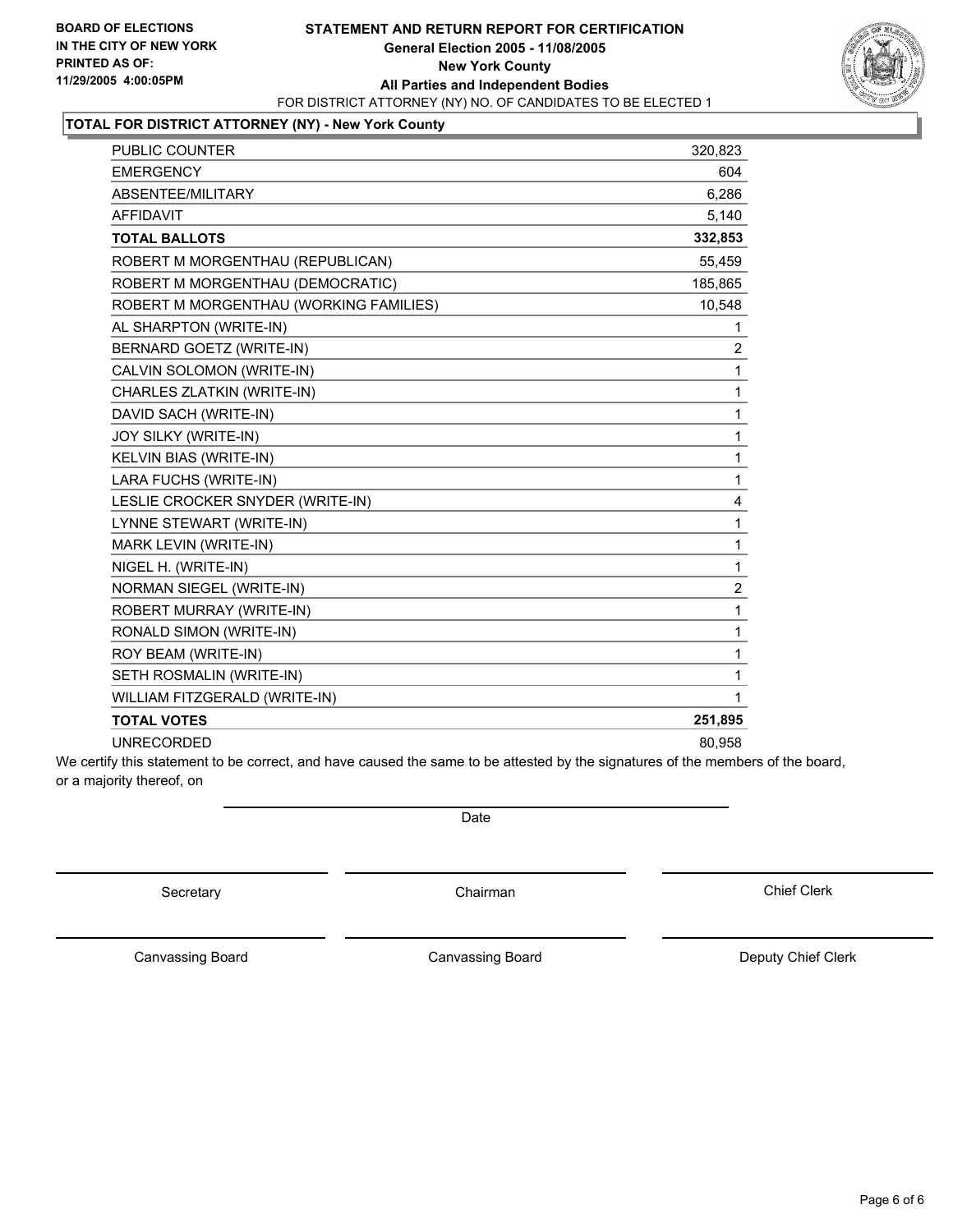**BOARD OF ELECTIONS**
**IN THE CITY OF NEW YORK**
**PRINTED AS OF:**
**11/29/2005 4:00:05PM**

# STATEMENT AND RETURN REPORT FOR CERTIFICATION

**General Election 2005 - 11/08/2005**
**New York County**
**All Parties and Independent Bodies**

FOR DISTRICT ATTORNEY (NY) NO. OF CANDIDATES TO BE ELECTED 1

## TOTAL FOR DISTRICT ATTORNEY (NY) - New York County

| | |
|---|---|
| PUBLIC COUNTER | 320,823 |
| EMERGENCY | 604 |
| ABSENTEE/MILITARY | 6,286 |
| AFFIDAVIT | 5,140 |
| **TOTAL BALLOTS** | **332,853** |
| ROBERT M MORGENTHAU (REPUBLICAN) | 55,459 |
| ROBERT M MORGENTHAU (DEMOCRATIC) | 185,865 |
| ROBERT M MORGENTHAU (WORKING FAMILIES) | 10,548 |
| AL SHARPTON (WRITE-IN) | 1 |
| BERNARD GOETZ (WRITE-IN) | 2 |
| CALVIN SOLOMON (WRITE-IN) | 1 |
| CHARLES ZLATKIN (WRITE-IN) | 1 |
| DAVID SACH (WRITE-IN) | 1 |
| JOY SILKY (WRITE-IN) | 1 |
| KELVIN BIAS (WRITE-IN) | 1 |
| LARA FUCHS (WRITE-IN) | 1 |
| LESLIE CROCKER SNYDER (WRITE-IN) | 4 |
| LYNNE STEWART (WRITE-IN) | 1 |
| MARK LEVIN (WRITE-IN) | 1 |
| NIGEL H. (WRITE-IN) | 1 |
| NORMAN SIEGEL (WRITE-IN) | 2 |
| ROBERT MURRAY (WRITE-IN) | 1 |
| RONALD SIMON (WRITE-IN) | 1 |
| ROY BEAM (WRITE-IN) | 1 |
| SETH ROSMALIN (WRITE-IN) | 1 |
| WILLIAM FITZGERALD (WRITE-IN) | 1 |
| **TOTAL VOTES** | **251,895** |
| UNRECORDED | 80,958 |

We certify this statement to be correct, and have caused the same to be attested by the signatures of the members of the board, or a majority thereof, on

Date

Secretary

Chairman

Chief Clerk

Canvassing Board

Canvassing Board

Deputy Chief Clerk